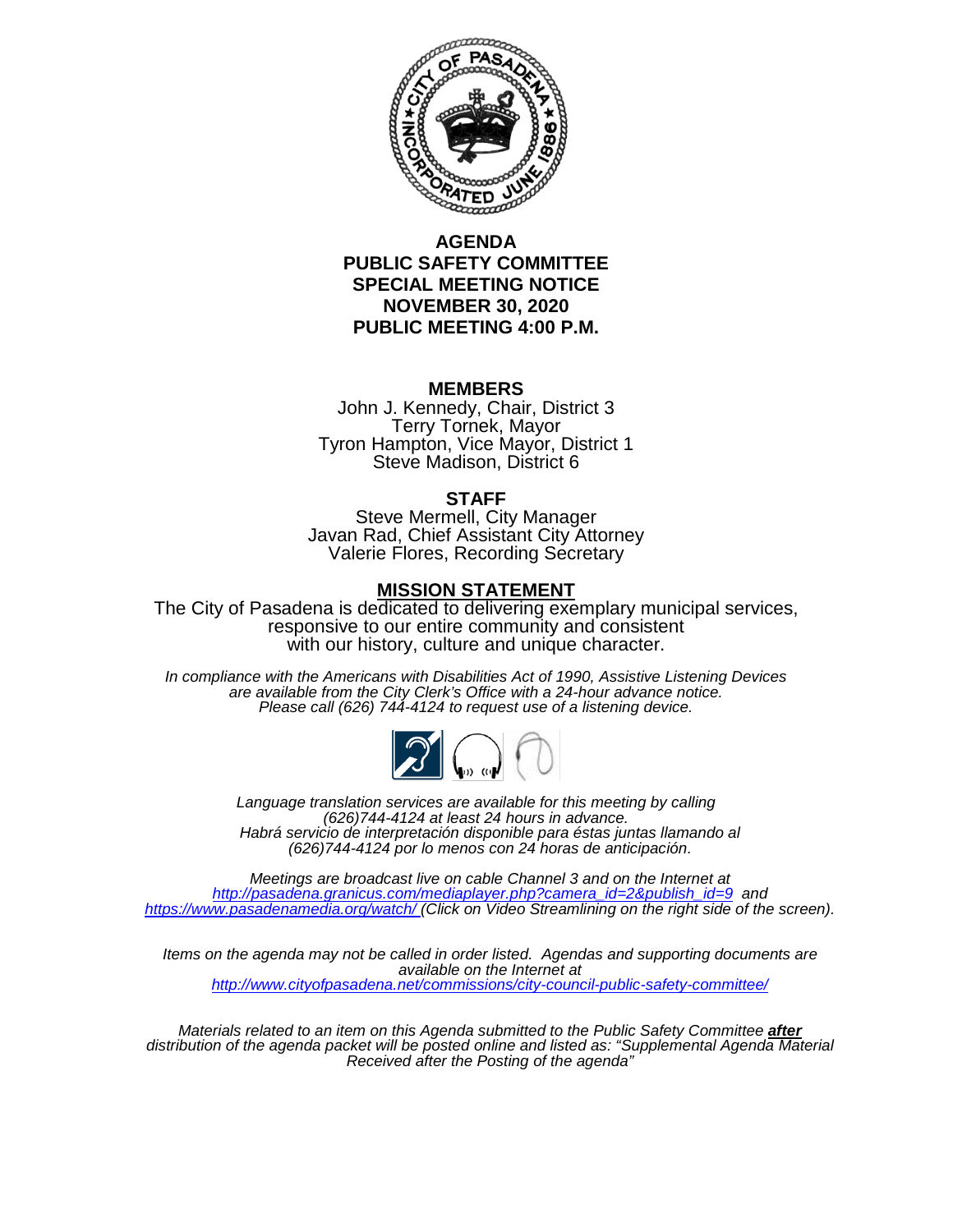# AGENDA
# PUBLIC SAFETY COMMITTEE
# SPECIAL MEETING NOTICE
# NOVEMBER 30, 2020
# PUBLIC MEETING 4:00 P.M.

**MEMBERS**

John J. Kennedy, Chair, District 3
Terry Tornek, Mayor
Tyron Hampton, Vice Mayor, District 1
Steve Madison, District 6

**STAFF**

Steve Mermell, City Manager
Javan Rad, Chief Assistant City Attorney
Valerie Flores, Recording Secretary

**MISSION STATEMENT**

The City of Pasadena is dedicated to delivering exemplary municipal services, responsive to our entire community and consistent with our history, culture and unique character.

*In compliance with the Americans with Disabilities Act of 1990, Assistive Listening Devices are available from the City Clerk's Office with a 24-hour advance notice. Please call (626) 744-4124 to request use of a listening device.*

*Language translation services are available for this meeting by calling (626)744-4124 at least 24 hours in advance.*
*Habrá servicio de interpretación disponible para éstas juntas llamando al (626)744-4124 por lo menos con 24 horas de anticipación.*

*Meetings are broadcast live on cable Channel 3 and on the Internet at http://pasadena.granicus.com/mediaplayer.php?camera_id=2&publish_id=9 and https://www.pasadenamedia.org/watch/ (Click on Video Streamlining on the right side of the screen).*

*Items on the agenda may not be called in order listed. Agendas and supporting documents are available on the Internet at http://www.cityofpasadena.net/commissions/city-council-public-safety-committee/*

*Materials related to an item on this Agenda submitted to the Public Safety Committee **after** distribution of the agenda packet will be posted online and listed as: "Supplemental Agenda Material Received after the Posting of the agenda"*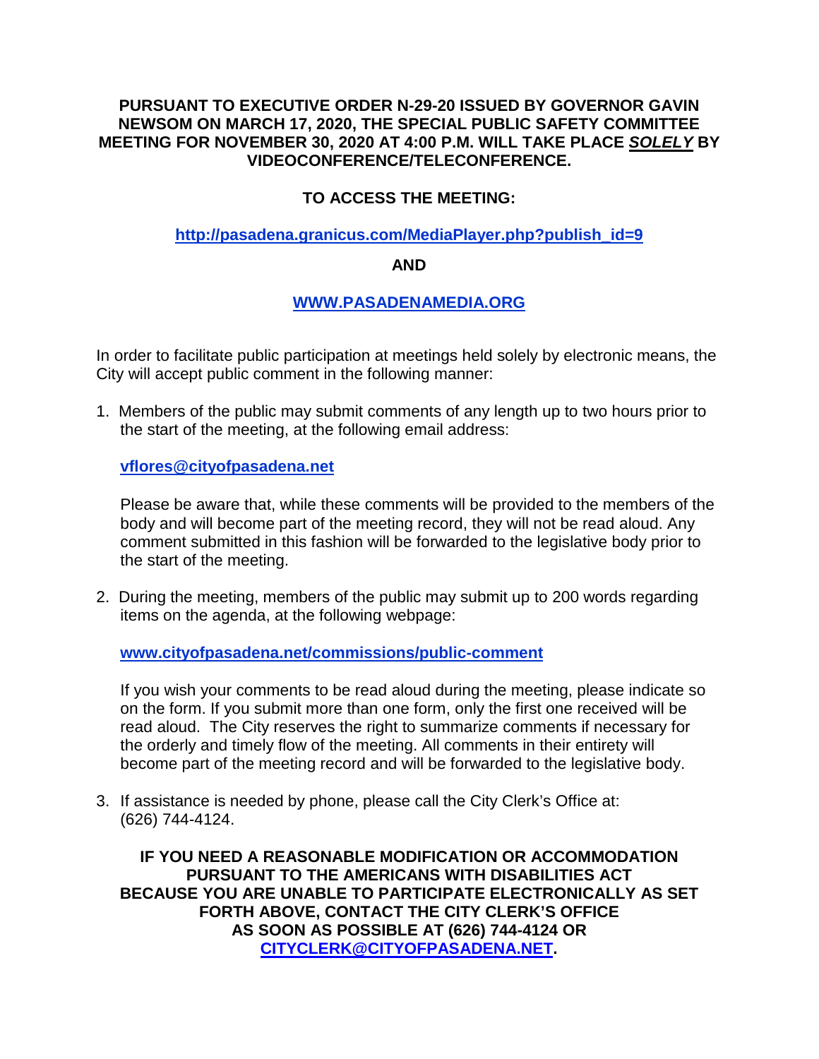**PURSUANT TO EXECUTIVE ORDER N-29-20 ISSUED BY GOVERNOR GAVIN NEWSOM ON MARCH 17, 2020, THE SPECIAL PUBLIC SAFETY COMMITTEE MEETING FOR NOVEMBER 30, 2020 AT 4:00 P.M. WILL TAKE PLACE *SOLELY* BY VIDEOCONFERENCE/TELECONFERENCE.**

**TO ACCESS THE MEETING:**

**http://pasadena.granicus.com/MediaPlayer.php?publish_id=9**

**AND**

**WWW.PASADENAMEDIA.ORG**

In order to facilitate public participation at meetings held solely by electronic means, the City will accept public comment in the following manner:

1. Members of the public may submit comments of any length up to two hours prior to the start of the meeting, at the following email address:

   **vflores@cityofpasadena.net**

   Please be aware that, while these comments will be provided to the members of the body and will become part of the meeting record, they will not be read aloud. Any comment submitted in this fashion will be forwarded to the legislative body prior to the start of the meeting.

2. During the meeting, members of the public may submit up to 200 words regarding items on the agenda, at the following webpage:

   **www.cityofpasadena.net/commissions/public-comment**

   If you wish your comments to be read aloud during the meeting, please indicate so on the form. If you submit more than one form, only the first one received will be read aloud. The City reserves the right to summarize comments if necessary for the orderly and timely flow of the meeting. All comments in their entirety will become part of the meeting record and will be forwarded to the legislative body.

3. If assistance is needed by phone, please call the City Clerk's Office at: (626) 744-4124.

**IF YOU NEED A REASONABLE MODIFICATION OR ACCOMMODATION PURSUANT TO THE AMERICANS WITH DISABILITIES ACT BECAUSE YOU ARE UNABLE TO PARTICIPATE ELECTRONICALLY AS SET FORTH ABOVE, CONTACT THE CITY CLERK'S OFFICE AS SOON AS POSSIBLE AT (626) 744-4124 OR CITYCLERK@CITYOFPASADENA.NET.**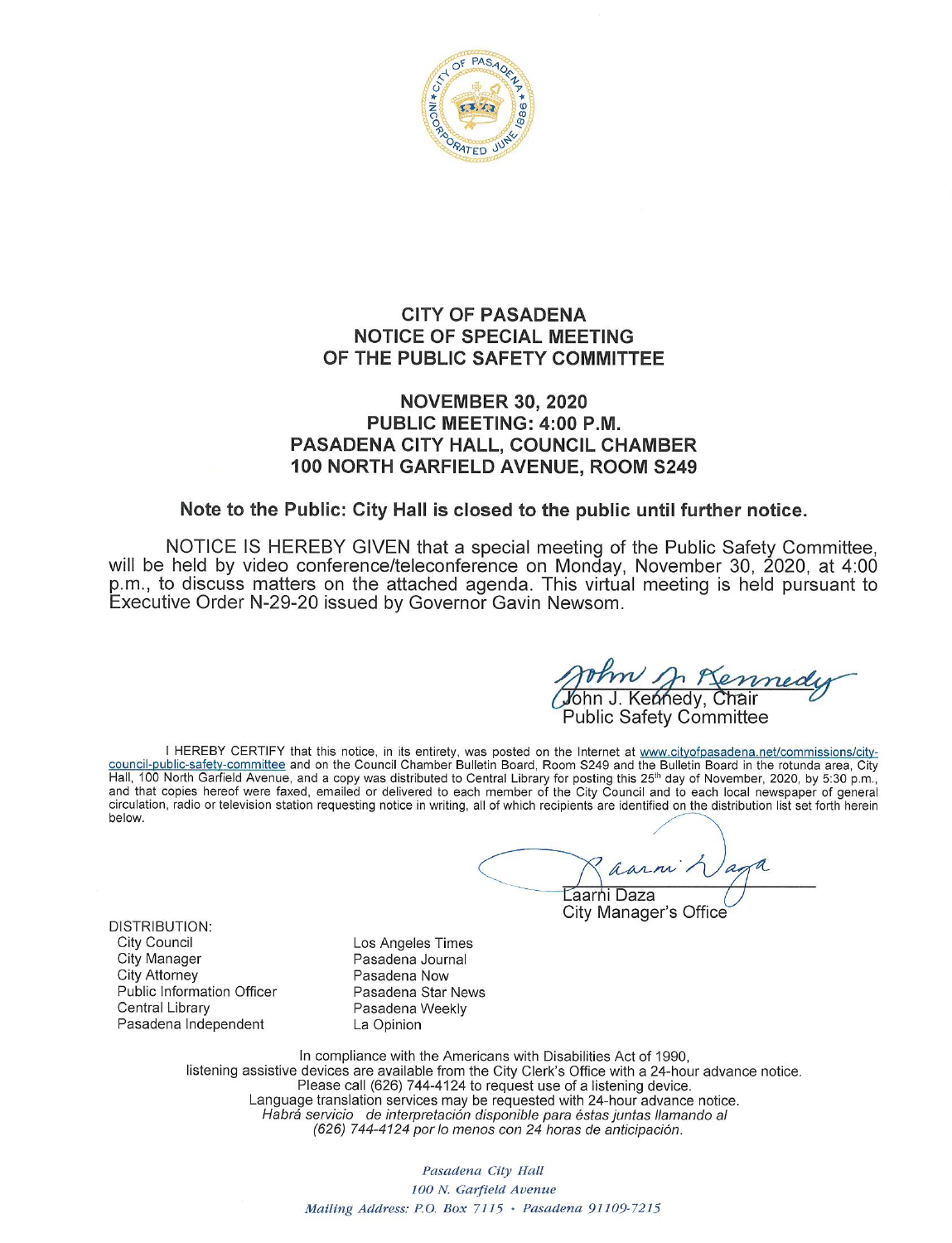# CITY OF PASADENA
# NOTICE OF SPECIAL MEETING
# OF THE PUBLIC SAFETY COMMITTEE

## NOVEMBER 30, 2020
## PUBLIC MEETING: 4:00 P.M.
## PASADENA CITY HALL, COUNCIL CHAMBER
## 100 NORTH GARFIELD AVENUE, ROOM S249

**Note to the Public: City Hall is closed to the public until further notice.**

NOTICE IS HEREBY GIVEN that a special meeting of the Public Safety Committee, will be held by video conference/teleconference on Monday, November 30, 2020, at 4:00 p.m., to discuss matters on the attached agenda. This virtual meeting is held pursuant to Executive Order N-29-20 issued by Governor Gavin Newsom.

John J. Kennedy, Chair
Public Safety Committee

I HEREBY CERTIFY that this notice, in its entirety, was posted on the Internet at www.cityofpasadena.net/commissions/city-council-public-safety-committee and on the Council Chamber Bulletin Board, Room S249 and the Bulletin Board in the rotunda area, City Hall, 100 North Garfield Avenue, and a copy was distributed to Central Library for posting this 25th day of November, 2020, by 5:30 p.m., and that copies hereof were faxed, emailed or delivered to each member of the City Council and to each local newspaper of general circulation, radio or television station requesting notice in writing, all of which recipients are identified on the distribution list set forth herein below.

Laarni Daza
City Manager's Office

DISTRIBUTION:

- City Council
- City Manager
- City Attorney
- Public Information Officer
- Central Library
- Pasadena Independent
- Los Angeles Times
- Pasadena Journal
- Pasadena Now
- Pasadena Star News
- Pasadena Weekly
- La Opinion

In compliance with the Americans with Disabilities Act of 1990, listening assistive devices are available from the City Clerk's Office with a 24-hour advance notice. Please call (626) 744-4124 to request use of a listening device. Language translation services may be requested with 24-hour advance notice.
*Habrá servicio de interpretación disponible para éstas juntas llamando al (626) 744-4124 por lo menos con 24 horas de anticipación.*

*Pasadena City Hall*
*100 N. Garfield Avenue*
*Mailing Address: P.O. Box 7115 • Pasadena 91109-7215*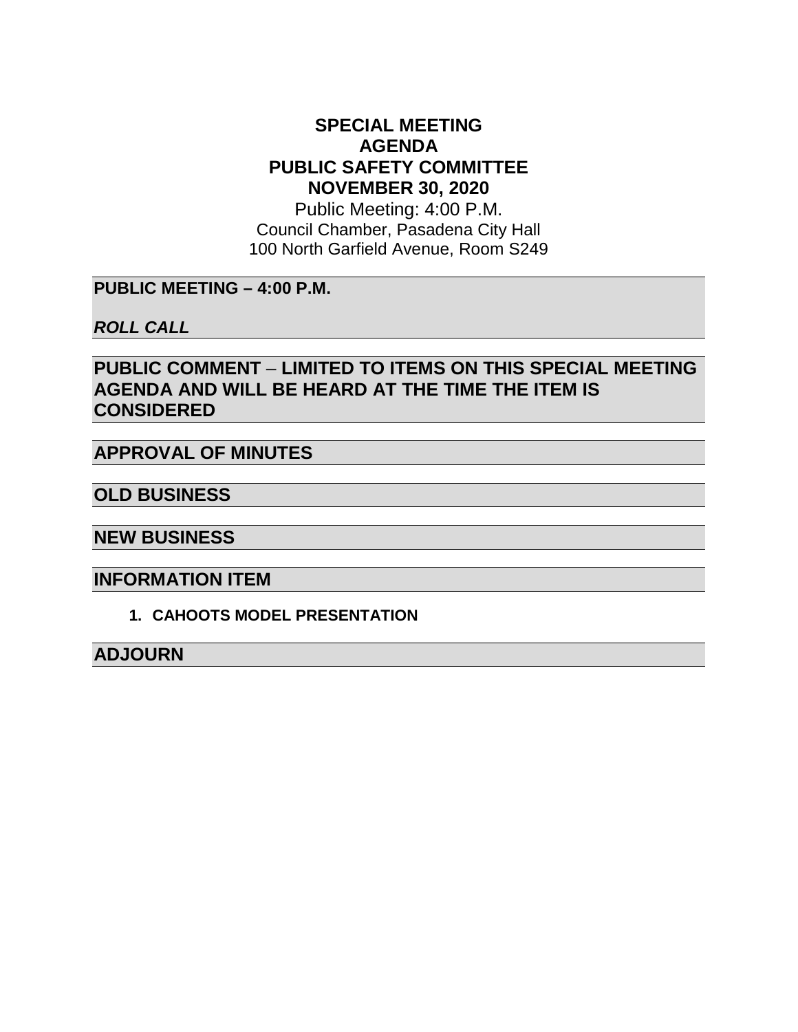# SPECIAL MEETING
# AGENDA
# PUBLIC SAFETY COMMITTEE
# NOVEMBER 30, 2020

Public Meeting: 4:00 P.M.
Council Chamber, Pasadena City Hall
100 North Garfield Avenue, Room S249

## PUBLIC MEETING – 4:00 P.M.

***ROLL CALL***

## PUBLIC COMMENT – LIMITED TO ITEMS ON THIS SPECIAL MEETING AGENDA AND WILL BE HEARD AT THE TIME THE ITEM IS CONSIDERED

## APPROVAL OF MINUTES

## OLD BUSINESS

## NEW BUSINESS

## INFORMATION ITEM

1. **CAHOOTS MODEL PRESENTATION**

## ADJOURN